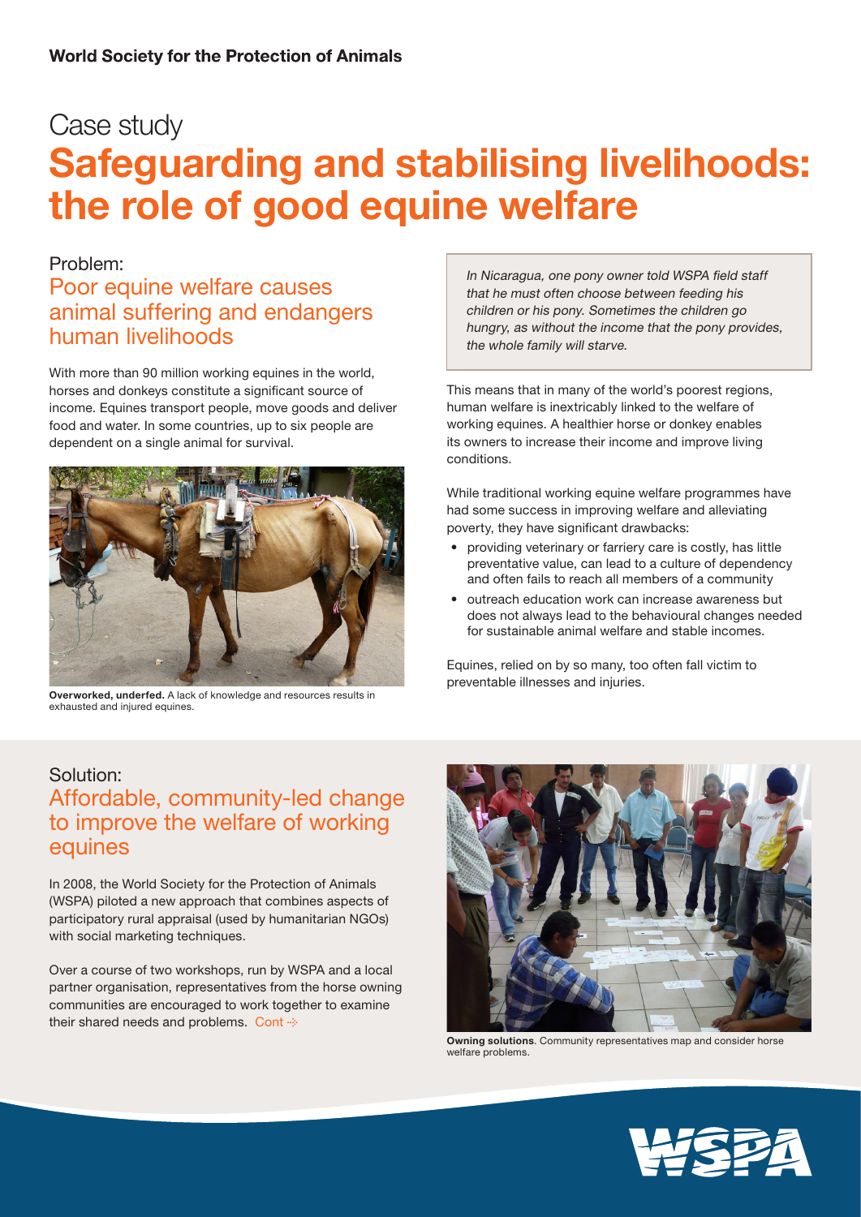**World Society for the Protection of Animals**

Case study

# Safeguarding and stabilising livelihoods: the role of good equine welfare

## Problem:
## Poor equine welfare causes animal suffering and endangers human livelihoods

With more than 90 million working equines in the world, horses and donkeys constitute a significant source of income. Equines transport people, move goods and deliver food and water. In some countries, up to six people are dependent on a single animal for survival.

**Overworked, underfed.** A lack of knowledge and resources results in exhausted and injured equines.

*In Nicaragua, one pony owner told WSPA field staff that he must often choose between feeding his children or his pony. Sometimes the children go hungry, as without the income that the pony provides, the whole family will starve.*

This means that in many of the world's poorest regions, human welfare is inextricably linked to the welfare of working equines. A healthier horse or donkey enables its owners to increase their income and improve living conditions.

While traditional working equine welfare programmes have had some success in improving welfare and alleviating poverty, they have significant drawbacks:

- providing veterinary or farriery care is costly, has little preventative value, can lead to a culture of dependency and often fails to reach all members of a community
- outreach education work can increase awareness but does not always lead to the behavioural changes needed for sustainable animal welfare and stable incomes.

Equines, relied on by so many, too often fall victim to preventable illnesses and injuries.

## Solution:
## Affordable, community-led change to improve the welfare of working equines

In 2008, the World Society for the Protection of Animals (WSPA) piloted a new approach that combines aspects of participatory rural appraisal (used by humanitarian NGOs) with social marketing techniques.

Over a course of two workshops, run by WSPA and a local partner organisation, representatives from the horse owning communities are encouraged to work together to examine their shared needs and problems. Cont

**Owning solutions**. Community representatives map and consider horse welfare problems.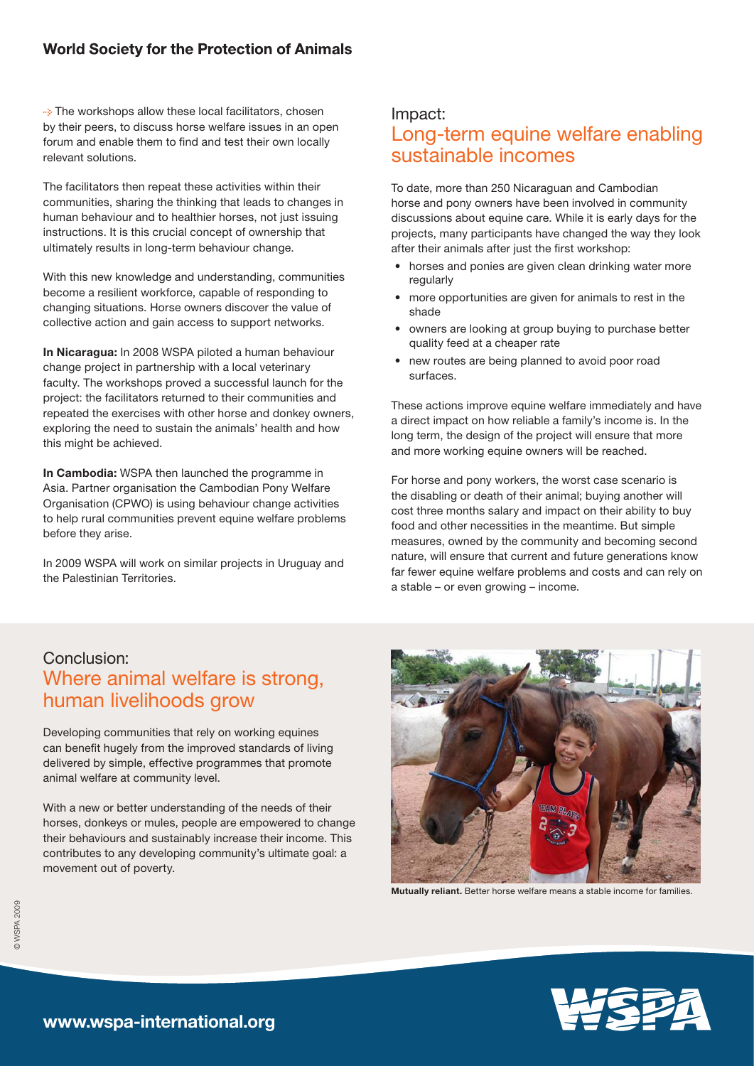The workshops allow these local facilitators, chosen by their peers, to discuss horse welfare issues in an open forum and enable them to find and test their own locally relevant solutions.

The facilitators then repeat these activities within their communities, sharing the thinking that leads to changes in human behaviour and to healthier horses, not just issuing instructions. It is this crucial concept of ownership that ultimately results in long-term behaviour change.

With this new knowledge and understanding, communities become a resilient workforce, capable of responding to changing situations. Horse owners discover the value of collective action and gain access to support networks.

**In Nicaragua:** In 2008 WSPA piloted a human behaviour change project in partnership with a local veterinary faculty. The workshops proved a successful launch for the project: the facilitators returned to their communities and repeated the exercises with other horse and donkey owners, exploring the need to sustain the animals' health and how this might be achieved.

**In Cambodia:** WSPA then launched the programme in Asia. Partner organisation the Cambodian Pony Welfare Organisation (CPWO) is using behaviour change activities to help rural communities prevent equine welfare problems before they arise.

In 2009 WSPA will work on similar projects in Uruguay and the Palestinian Territories.

## Impact:
## Long-term equine welfare enabling sustainable incomes

To date, more than 250 Nicaraguan and Cambodian horse and pony owners have been involved in community discussions about equine care. While it is early days for the projects, many participants have changed the way they look after their animals after just the first workshop:

- horses and ponies are given clean drinking water more regularly
- more opportunities are given for animals to rest in the shade
- owners are looking at group buying to purchase better quality feed at a cheaper rate
- new routes are being planned to avoid poor road surfaces.

These actions improve equine welfare immediately and have a direct impact on how reliable a family's income is. In the long term, the design of the project will ensure that more and more working equine owners will be reached.

For horse and pony workers, the worst case scenario is the disabling or death of their animal; buying another will cost three months salary and impact on their ability to buy food and other necessities in the meantime. But simple measures, owned by the community and becoming second nature, will ensure that current and future generations know far fewer equine welfare problems and costs and can rely on a stable – or even growing – income.

## Conclusion:
## Where animal welfare is strong, human livelihoods grow

Developing communities that rely on working equines can benefit hugely from the improved standards of living delivered by simple, effective programmes that promote animal welfare at community level.

With a new or better understanding of the needs of their horses, donkeys or mules, people are empowered to change their behaviours and sustainably increase their income. This contributes to any developing community's ultimate goal: a movement out of poverty.

**Mutually reliant.** Better horse welfare means a stable income for families.

© WSPA 2009

www.wspa-international.org